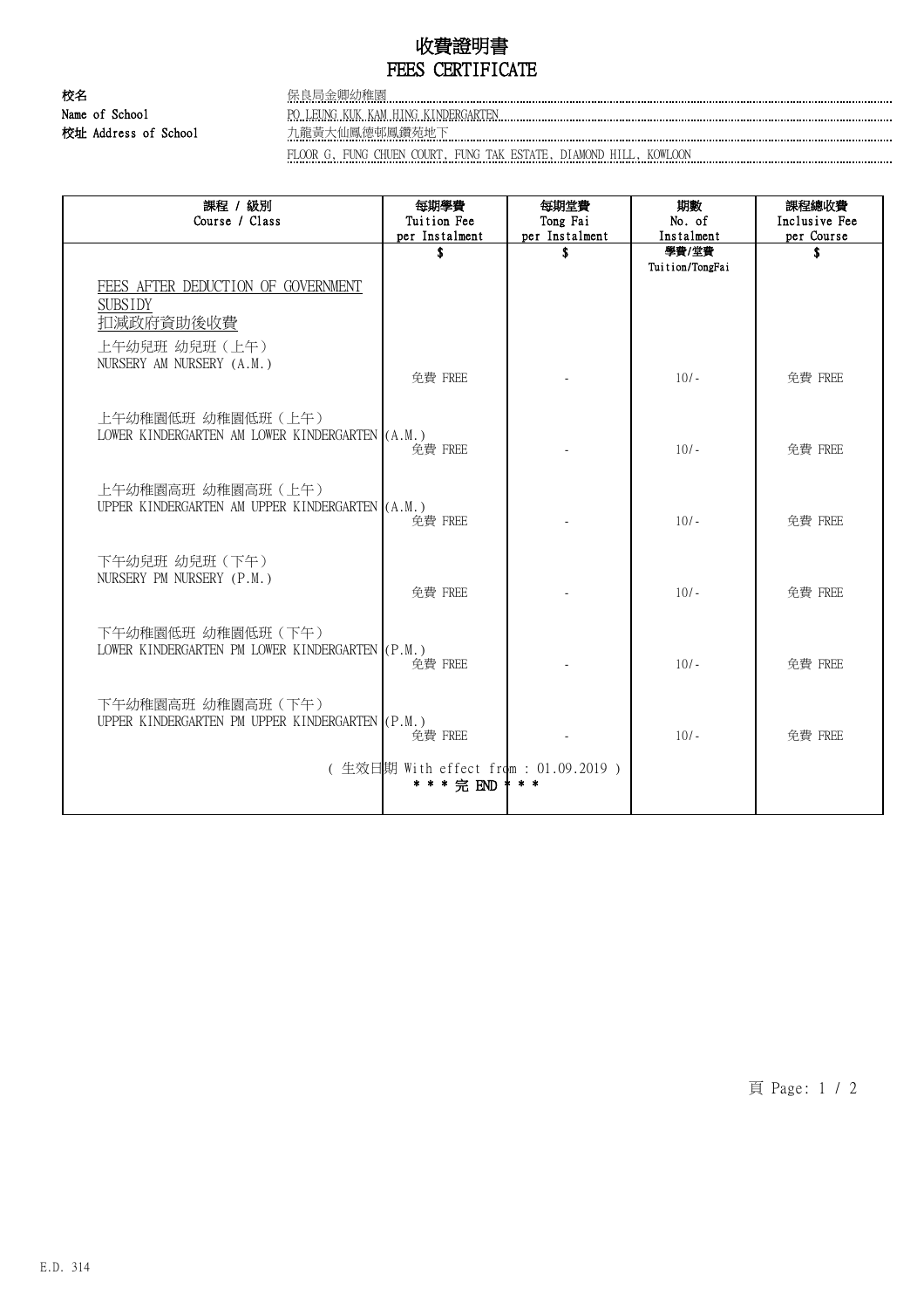# 收費證明書
# FEES CERTIFICATE

**校名**
**Name of School**
保良局金卿幼稚園
PO LEUNG KUK KAM HING KINDERGARTEN

**校址 Address of School**
九龍黃大仙鳳德邨鳳鑽苑地下
FLOOR G, FUNG CHUEN COURT, FUNG TAK ESTATE, DIAMOND HILL, KOWLOON

| 課程 / 級別<br>Course / Class | 每期學費<br>Tuition Fee<br>per Instalment | 每期堂費<br>Tong Fai<br>per Instalment | 期數<br>No. of<br>Instalment | 課程總收費<br>Inclusive Fee<br>per Course |
|---|---|---|---|---|
| | $ | $ | 學費/堂費<br>Tuition/TongFai | $ |
| FEES AFTER DEDUCTION OF GOVERNMENT SUBSIDY<br>扣減政府資助後收費 | | | | |
| 上午幼兒班 幼兒班（上午）<br>NURSERY AM NURSERY (A.M.) | 免費 FREE | - | 10/- | 免費 FREE |
| 上午幼稚園低班 幼稚園低班（上午）<br>LOWER KINDERGARTEN AM LOWER KINDERGARTEN (A.M.) | 免費 FREE | - | 10/- | 免費 FREE |
| 上午幼稚園高班 幼稚園高班（上午）<br>UPPER KINDERGARTEN AM UPPER KINDERGARTEN (A.M.) | 免費 FREE | - | 10/- | 免費 FREE |
| 下午幼兒班 幼兒班（下午）<br>NURSERY PM NURSERY (P.M.) | 免費 FREE | - | 10/- | 免費 FREE |
| 下午幼稚園低班 幼稚園低班（下午）<br>LOWER KINDERGARTEN PM LOWER KINDERGARTEN (P.M.) | 免費 FREE | - | 10/- | 免費 FREE |
| 下午幼稚園高班 幼稚園高班（下午）<br>UPPER KINDERGARTEN PM UPPER KINDERGARTEN (P.M.) | 免費 FREE | - | 10/- | 免費 FREE |

( 生效日期 With effect from : 01.09.2019 )

* * * 完 END * * *

E.D. 314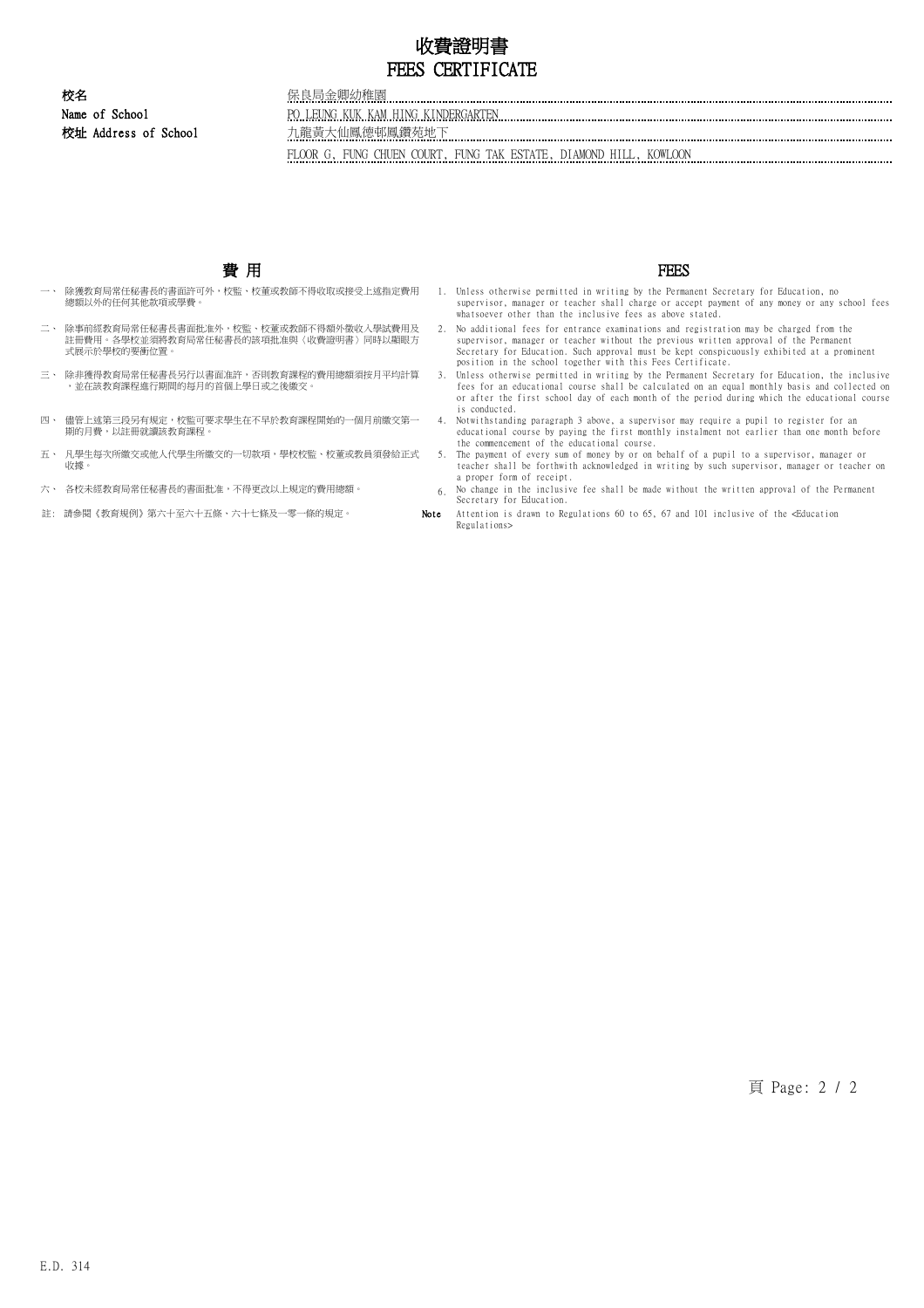# 收費證明書
# FEES CERTIFICATE

**校名** 保良局金卿幼稚園

**Name of School** PO LEUNG KUK KAM HING KINDERGARTEN

**校址 Address of School** 九龍黃大仙鳳德邨鳳鑽苑地下

FLOOR G, FUNG CHUEN COURT, FUNG TAK ESTATE, DIAMOND HILL, KOWLOON

## 費 用

一、 除獲教育局常任秘書長的書面許可外，校監、校董或教師不得收取或接受上述指定費用總額以外的任何其他款項或學費。

二、 除事前經教育局常任秘書長書面批准外，校監、校董或教師不得額外徵收入學試費用及註冊費用。各學校並須將教育局常任秘書長的該項批准與〈收費證明書〉同時以顯眼方式展示於學校的要衝位置。

三、 除非獲得教育局常任秘書長另行以書面准許，否則教育課程的費用總額須按月平均計算，並在該教育課程進行期間的每月的首個上學日或之後繳交。

四、 儘管上述第三段另有規定，校監可要求學生在不早於教育課程開始的一個月前繳交第一期的月費，以註冊就讀該教育課程。

五、 凡學生每次所繳交或他人代學生所繳交的一切款項，學校校監、校董或教員須發給正式收據。

六、 各校未經教育局常任秘書長的書面批准，不得更改以上規定的費用總額。

註: 請參閱《教育規例》第六十至六十五條、六十七條及一零一條的規定。

## FEES

1. Unless otherwise permitted in writing by the Permanent Secretary for Education, no supervisor, manager or teacher shall charge or accept payment of any money or any school fees whatsoever other than the inclusive fees as above stated.
2. No additional fees for entrance examinations and registration may be charged from the supervisor, manager or teacher without the previous written approval of the Permanent Secretary for Education. Such approval must be kept conspicuously exhibited at a prominent position in the school together with this Fees Certificate.
3. Unless otherwise permitted in writing by the Permanent Secretary for Education, the inclusive fees for an educational course shall be calculated on an equal monthly basis and collected on or after the first school day of each month of the period during which the educational course is conducted.
4. Notwithstanding paragraph 3 above, a supervisor may require a pupil to register for an educational course by paying the first monthly instalment not earlier than one month before the commencement of the educational course.
5. The payment of every sum of money by or on behalf of a pupil to a supervisor, manager or teacher shall be forthwith acknowledged in writing by such supervisor, manager or teacher on a proper form of receipt.
6. No change in the inclusive fee shall be made without the written approval of the Permanent Secretary for Education.

**Note** Attention is drawn to Regulations 60 to 65, 67 and 101 inclusive of the <Education Regulations>

E.D. 314